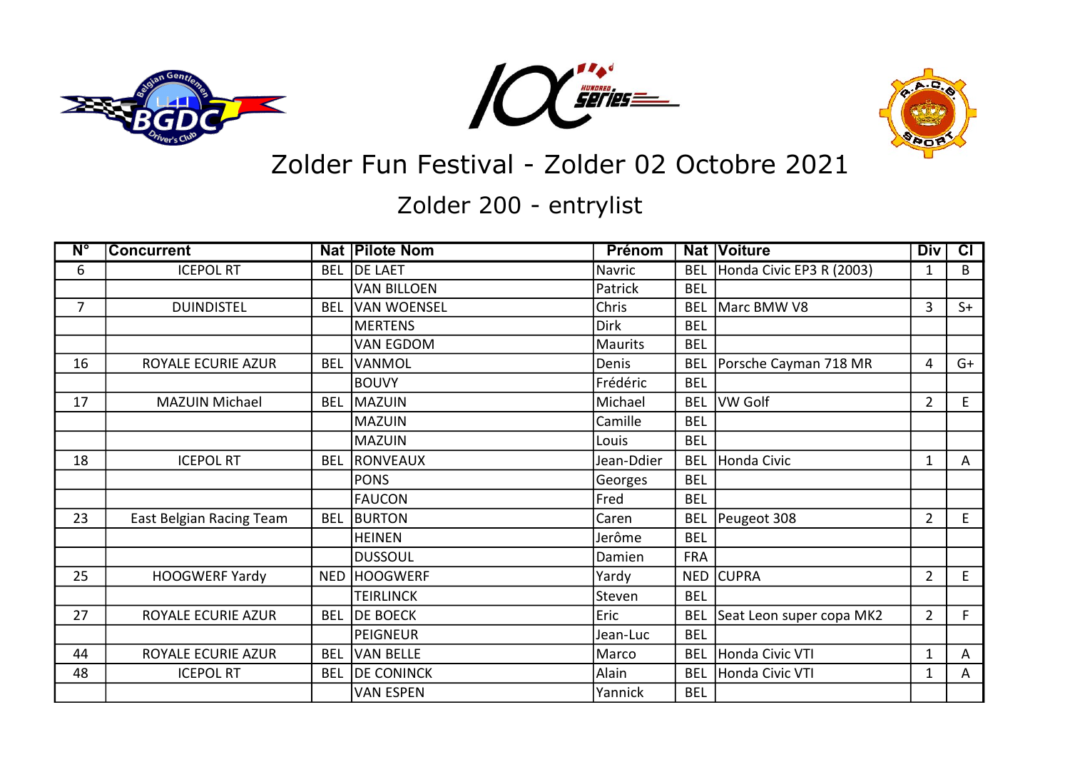# Zolder Fun Festival - Zolder 02 Octobre 2021

## Zolder 200 - entrylist

| N° | Concurrent | Nat | Pilote Nom | Prénom | Nat | Voiture | Div | Cl |
|---|---|---|---|---|---|---|---|---|
| 6 | ICEPOL RT | BEL | DE LAET | Navric | BEL | Honda Civic EP3 R (2003) | 1 | B |
| | | | VAN BILLOEN | Patrick | BEL | | | |
| 7 | DUINDISTEL | BEL | VAN WOENSEL | Chris | BEL | Marc BMW V8 | 3 | S+ |
| | | | MERTENS | Dirk | BEL | | | |
| | | | VAN EGDOM | Maurits | BEL | | | |
| 16 | ROYALE ECURIE AZUR | BEL | VANMOL | Denis | BEL | Porsche Cayman 718 MR | 4 | G+ |
| | | | BOUVY | Frédéric | BEL | | | |
| 17 | MAZUIN Michael | BEL | MAZUIN | Michael | BEL | VW Golf | 2 | E |
| | | | MAZUIN | Camille | BEL | | | |
| | | | MAZUIN | Louis | BEL | | | |
| 18 | ICEPOL RT | BEL | RONVEAUX | Jean-Ddier | BEL | Honda Civic | 1 | A |
| | | | PONS | Georges | BEL | | | |
| | | | FAUCON | Fred | BEL | | | |
| 23 | East Belgian Racing Team | BEL | BURTON | Caren | BEL | Peugeot 308 | 2 | E |
| | | | HEINEN | Jerôme | BEL | | | |
| | | | DUSSOUL | Damien | FRA | | | |
| 25 | HOOGWERF Yardy | NED | HOOGWERF | Yardy | NED | CUPRA | 2 | E |
| | | | TEIRLINCK | Steven | BEL | | | |
| 27 | ROYALE ECURIE AZUR | BEL | DE BOECK | Eric | BEL | Seat Leon super copa MK2 | 2 | F |
| | | | PEIGNEUR | Jean-Luc | BEL | | | |
| 44 | ROYALE ECURIE AZUR | BEL | VAN BELLE | Marco | BEL | Honda Civic VTI | 1 | A |
| 48 | ICEPOL RT | BEL | DE CONINCK | Alain | BEL | Honda Civic VTI | 1 | A |
| | | | VAN ESPEN | Yannick | BEL | | | |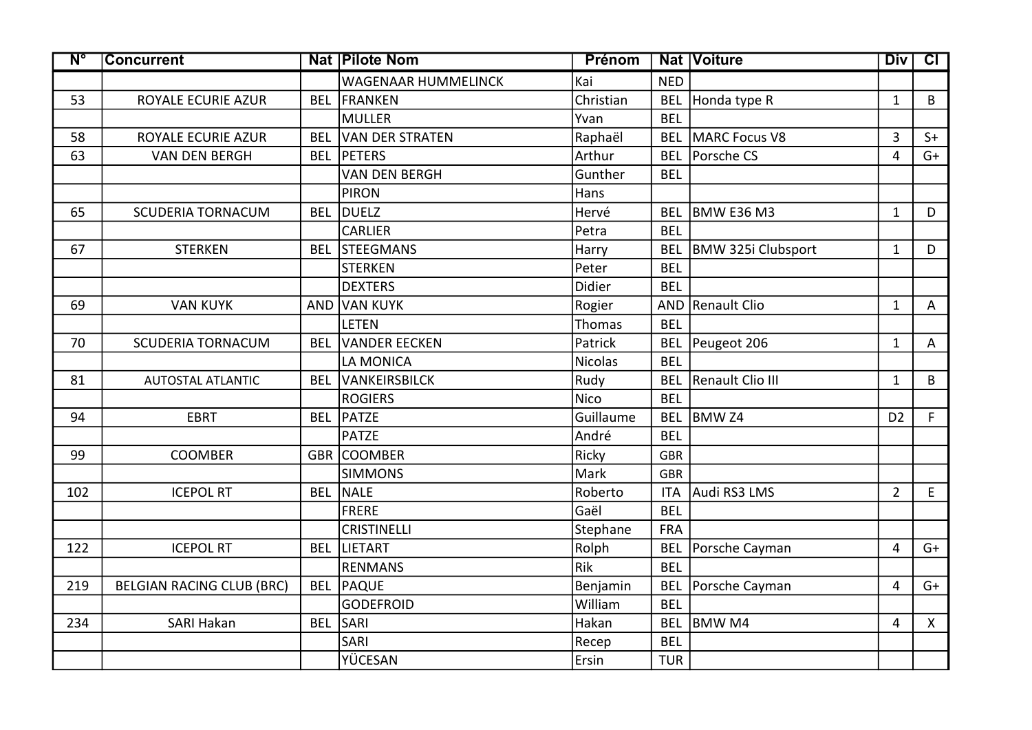| N° | Concurrent | Nat | Pilote Nom | Prénom | Nat | Voiture | Div | Cl |
|---|---|---|---|---|---|---|---|---|
| | | | WAGENAAR HUMMELINCK | Kai | NED | | | |
| 53 | ROYALE ECURIE AZUR | BEL | FRANKEN | Christian | BEL | Honda type R | 1 | B |
| | | | MULLER | Yvan | BEL | | | |
| 58 | ROYALE ECURIE AZUR | BEL | VAN DER STRATEN | Raphaël | BEL | MARC Focus V8 | 3 | S+ |
| 63 | VAN DEN BERGH | BEL | PETERS | Arthur | BEL | Porsche CS | 4 | G+ |
| | | | VAN DEN BERGH | Gunther | BEL | | | |
| | | | PIRON | Hans | | | | |
| 65 | SCUDERIA TORNACUM | BEL | DUELZ | Hervé | BEL | BMW E36 M3 | 1 | D |
| | | | CARLIER | Petra | BEL | | | |
| 67 | STERKEN | BEL | STEEGMANS | Harry | BEL | BMW 325i Clubsport | 1 | D |
| | | | STERKEN | Peter | BEL | | | |
| | | | DEXTERS | Didier | BEL | | | |
| 69 | VAN KUYK | AND | VAN KUYK | Rogier | AND | Renault Clio | 1 | A |
| | | | LETEN | Thomas | BEL | | | |
| 70 | SCUDERIA TORNACUM | BEL | VANDER EECKEN | Patrick | BEL | Peugeot 206 | 1 | A |
| | | | LA MONICA | Nicolas | BEL | | | |
| 81 | AUTOSTAL ATLANTIC | BEL | VANKEIRSBILCK | Rudy | BEL | Renault Clio III | 1 | B |
| | | | ROGIERS | Nico | BEL | | | |
| 94 | EBRT | BEL | PATZE | Guillaume | BEL | BMW Z4 | D2 | F |
| | | | PATZE | André | BEL | | | |
| 99 | COOMBER | GBR | COOMBER | Ricky | GBR | | | |
| | | | SIMMONS | Mark | GBR | | | |
| 102 | ICEPOL RT | BEL | NALE | Roberto | ITA | Audi RS3 LMS | 2 | E |
| | | | FRERE | Gaël | BEL | | | |
| | | | CRISTINELLI | Stephane | FRA | | | |
| 122 | ICEPOL RT | BEL | LIETART | Rolph | BEL | Porsche Cayman | 4 | G+ |
| | | | RENMANS | Rik | BEL | | | |
| 219 | BELGIAN RACING CLUB (BRC) | BEL | PAQUE | Benjamin | BEL | Porsche Cayman | 4 | G+ |
| | | | GODEFROID | William | BEL | | | |
| 234 | SARI Hakan | BEL | SARI | Hakan | BEL | BMW M4 | 4 | X |
| | | | SARI | Recep | BEL | | | |
| | | | YÜCESAN | Ersin | TUR | | | |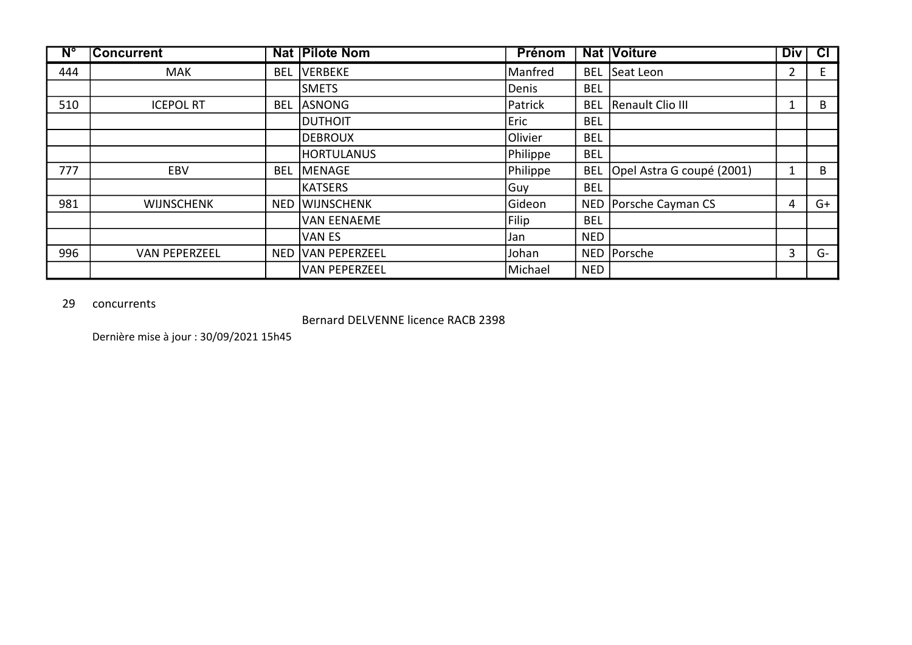| N° | Concurrent | Nat | Pilote Nom | Prénom | Nat | Voiture | Div | Cl |
|---|---|---|---|---|---|---|---|---|
| 444 | MAK | BEL | VERBEKE | Manfred | BEL | Seat Leon | 2 | E |
| | | | SMETS | Denis | BEL | | | |
| 510 | ICEPOL RT | BEL | ASNONG | Patrick | BEL | Renault Clio III | 1 | B |
| | | | DUTHOIT | Eric | BEL | | | |
| | | | DEBROUX | Olivier | BEL | | | |
| | | | HORTULANUS | Philippe | BEL | | | |
| 777 | EBV | BEL | MENAGE | Philippe | BEL | Opel Astra G coupé (2001) | 1 | B |
| | | | KATSERS | Guy | BEL | | | |
| 981 | WIJNSCHENK | NED | WIJNSCHENK | Gideon | NED | Porsche Cayman CS | 4 | G+ |
| | | | VAN EENAEME | Filip | BEL | | | |
| | | | VAN ES | Jan | NED | | | |
| 996 | VAN PEPERZEEL | NED | VAN PEPERZEEL | Johan | NED | Porsche | 3 | G- |
| | | | VAN PEPERZEEL | Michael | NED | | | |

29 concurrents

Bernard DELVENNE licence RACB 2398

Dernière mise à jour : 30/09/2021 15h45